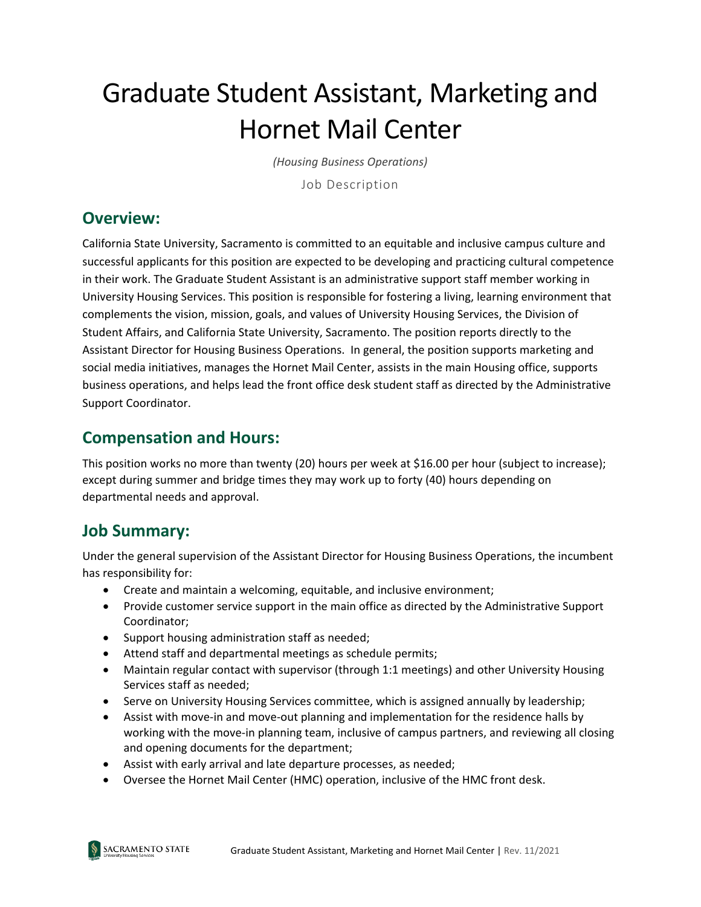# Graduate Student Assistant, Marketing and Hornet Mail Center

*(Housing Business Operations)*

Job Description

## Overview:

California State University, Sacramento is committed to an equitable and inclusive campus culture and successful applicants for this position are expected to be developing and practicing cultural competence in their work. The Graduate Student Assistant is an administrative support staff member working in University Housing Services. This position is responsible for fostering a living, learning environment that complements the vision, mission, goals, and values of University Housing Services, the Division of Student Affairs, and California State University, Sacramento. The position reports directly to the Assistant Director for Housing Business Operations. In general, the position supports marketing and social media initiatives, manages the Hornet Mail Center, assists in the main Housing office, supports business operations, and helps lead the front office desk student staff as directed by the Administrative Support Coordinator.

## Compensation and Hours:

This position works no more than twenty (20) hours per week at $16.00 per hour (subject to increase); except during summer and bridge times they may work up to forty (40) hours depending on departmental needs and approval.

## Job Summary:

Under the general supervision of the Assistant Director for Housing Business Operations, the incumbent has responsibility for:

- Create and maintain a welcoming, equitable, and inclusive environment;
- Provide customer service support in the main office as directed by the Administrative Support Coordinator;
- Support housing administration staff as needed;
- Attend staff and departmental meetings as schedule permits;
- Maintain regular contact with supervisor (through 1:1 meetings) and other University Housing Services staff as needed;
- Serve on University Housing Services committee, which is assigned annually by leadership;
- Assist with move-in and move-out planning and implementation for the residence halls by working with the move-in planning team, inclusive of campus partners, and reviewing all closing and opening documents for the department;
- Assist with early arrival and late departure processes, as needed;
- Oversee the Hornet Mail Center (HMC) operation, inclusive of the HMC front desk.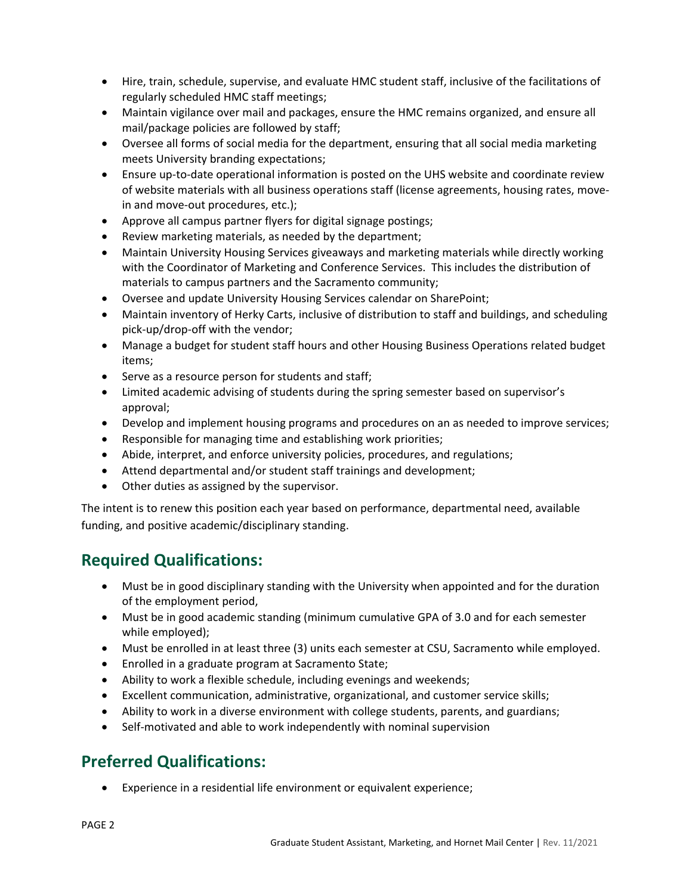- Hire, train, schedule, supervise, and evaluate HMC student staff, inclusive of the facilitations of regularly scheduled HMC staff meetings;
- Maintain vigilance over mail and packages, ensure the HMC remains organized, and ensure all mail/package policies are followed by staff;
- Oversee all forms of social media for the department, ensuring that all social media marketing meets University branding expectations;
- Ensure up-to-date operational information is posted on the UHS website and coordinate review of website materials with all business operations staff (license agreements, housing rates, move-in and move-out procedures, etc.);
- Approve all campus partner flyers for digital signage postings;
- Review marketing materials, as needed by the department;
- Maintain University Housing Services giveaways and marketing materials while directly working with the Coordinator of Marketing and Conference Services. This includes the distribution of materials to campus partners and the Sacramento community;
- Oversee and update University Housing Services calendar on SharePoint;
- Maintain inventory of Herky Carts, inclusive of distribution to staff and buildings, and scheduling pick-up/drop-off with the vendor;
- Manage a budget for student staff hours and other Housing Business Operations related budget items;
- Serve as a resource person for students and staff;
- Limited academic advising of students during the spring semester based on supervisor's approval;
- Develop and implement housing programs and procedures on an as needed to improve services;
- Responsible for managing time and establishing work priorities;
- Abide, interpret, and enforce university policies, procedures, and regulations;
- Attend departmental and/or student staff trainings and development;
- Other duties as assigned by the supervisor.

The intent is to renew this position each year based on performance, departmental need, available funding, and positive academic/disciplinary standing.

## Required Qualifications:

- Must be in good disciplinary standing with the University when appointed and for the duration of the employment period,
- Must be in good academic standing (minimum cumulative GPA of 3.0 and for each semester while employed);
- Must be enrolled in at least three (3) units each semester at CSU, Sacramento while employed.
- Enrolled in a graduate program at Sacramento State;
- Ability to work a flexible schedule, including evenings and weekends;
- Excellent communication, administrative, organizational, and customer service skills;
- Ability to work in a diverse environment with college students, parents, and guardians;
- Self-motivated and able to work independently with nominal supervision

## Preferred Qualifications:

- Experience in a residential life environment or equivalent experience;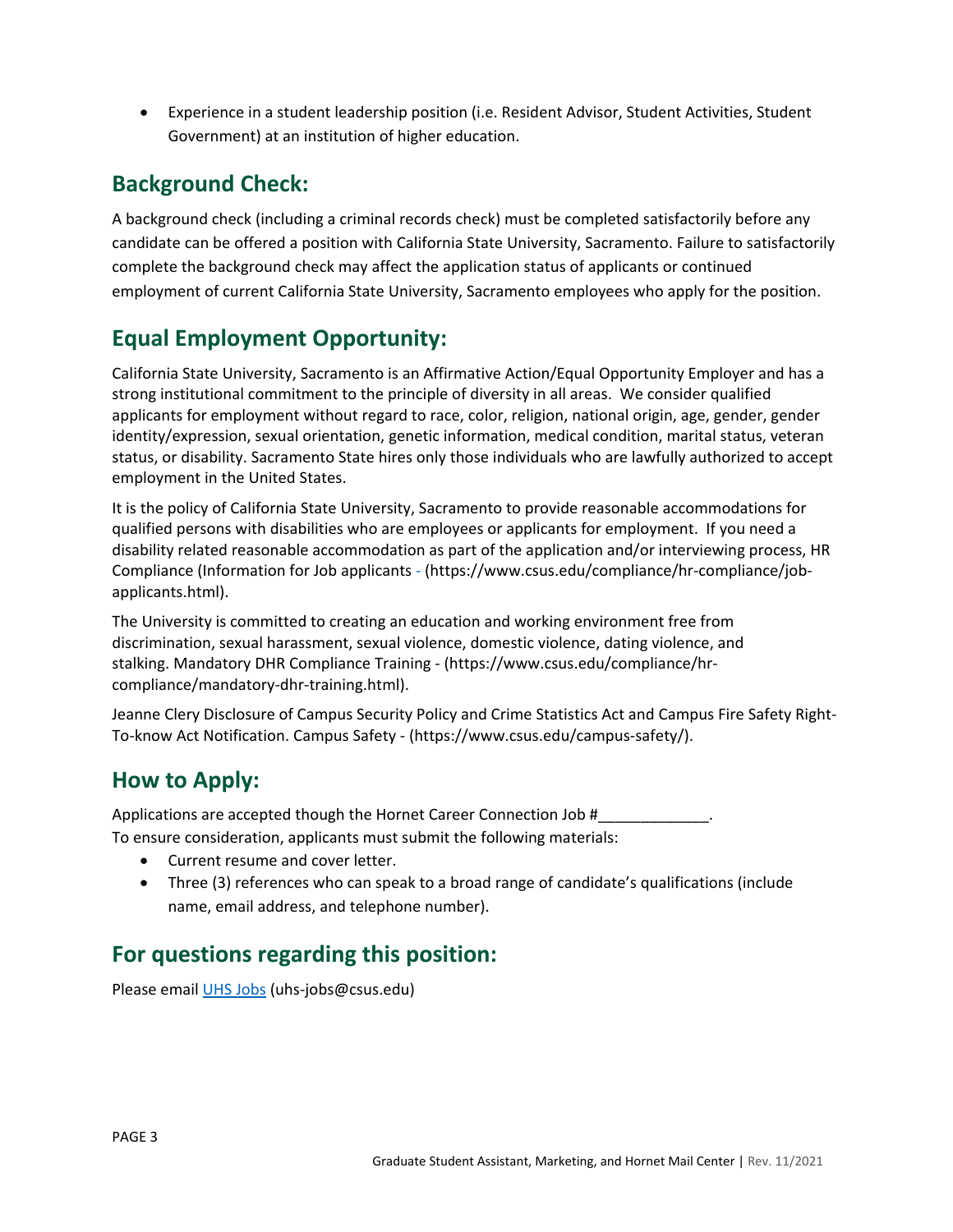- Experience in a student leadership position (i.e. Resident Advisor, Student Activities, Student Government) at an institution of higher education.

## Background Check:

A background check (including a criminal records check) must be completed satisfactorily before any candidate can be offered a position with California State University, Sacramento. Failure to satisfactorily complete the background check may affect the application status of applicants or continued employment of current California State University, Sacramento employees who apply for the position.

## Equal Employment Opportunity:

California State University, Sacramento is an Affirmative Action/Equal Opportunity Employer and has a strong institutional commitment to the principle of diversity in all areas. We consider qualified applicants for employment without regard to race, color, religion, national origin, age, gender, gender identity/expression, sexual orientation, genetic information, medical condition, marital status, veteran status, or disability. Sacramento State hires only those individuals who are lawfully authorized to accept employment in the United States.

It is the policy of California State University, Sacramento to provide reasonable accommodations for qualified persons with disabilities who are employees or applicants for employment. If you need a disability related reasonable accommodation as part of the application and/or interviewing process, HR Compliance (Information for Job applicants - (https://www.csus.edu/compliance/hr-compliance/job-applicants.html).

The University is committed to creating an education and working environment free from discrimination, sexual harassment, sexual violence, domestic violence, dating violence, and stalking. Mandatory DHR Compliance Training - (https://www.csus.edu/compliance/hr-compliance/mandatory-dhr-training.html).

Jeanne Clery Disclosure of Campus Security Policy and Crime Statistics Act and Campus Fire Safety Right-To-know Act Notification. Campus Safety - (https://www.csus.edu/campus-safety/).

## How to Apply:

Applications are accepted though the Hornet Career Connection Job #_____________.
To ensure consideration, applicants must submit the following materials:

- Current resume and cover letter.
- Three (3) references who can speak to a broad range of candidate's qualifications (include name, email address, and telephone number).

## For questions regarding this position:

Please email UHS Jobs (uhs-jobs@csus.edu)